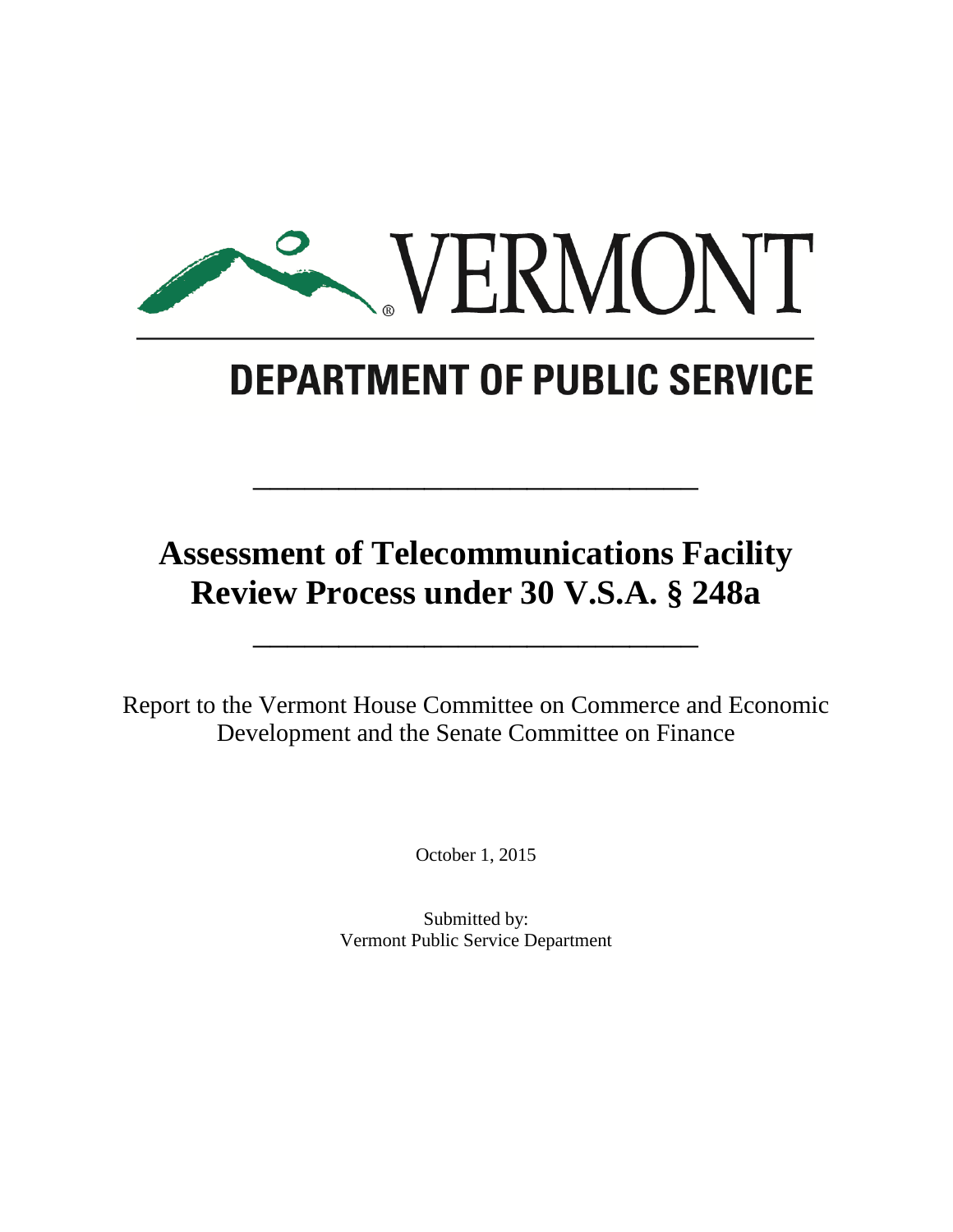VERMONT

DEPARTMENT OF PUBLIC SERVICE

# Assessment of Telecommunications Facility Review Process under 30 V.S.A. § 248a

Report to the Vermont House Committee on Commerce and Economic Development and the Senate Committee on Finance

October 1, 2015

Submitted by:
Vermont Public Service Department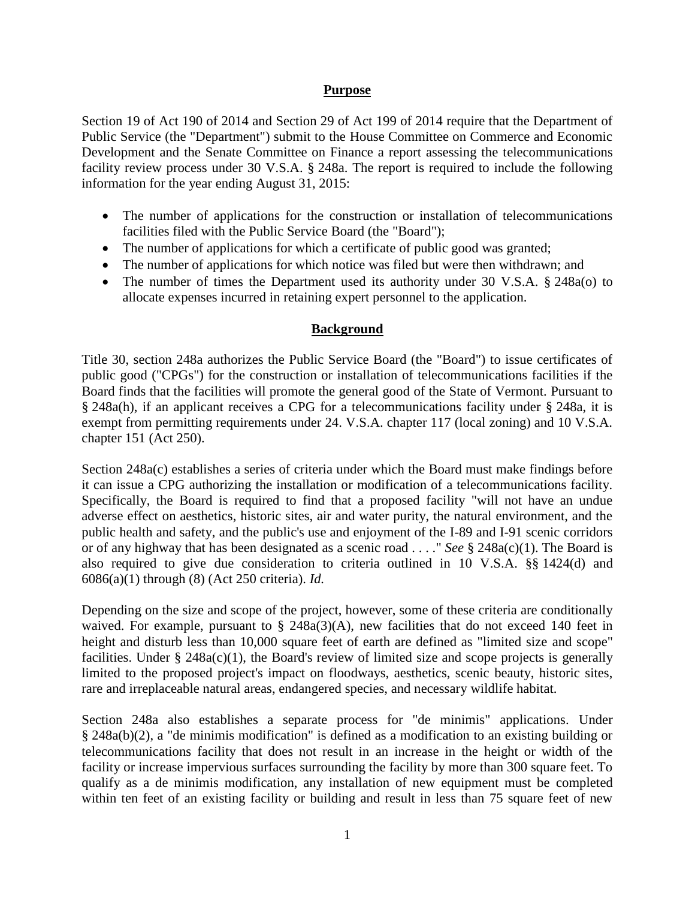## Purpose

Section 19 of Act 190 of 2014 and Section 29 of Act 199 of 2014 require that the Department of Public Service (the "Department") submit to the House Committee on Commerce and Economic Development and the Senate Committee on Finance a report assessing the telecommunications facility review process under 30 V.S.A. § 248a. The report is required to include the following information for the year ending August 31, 2015:

- The number of applications for the construction or installation of telecommunications facilities filed with the Public Service Board (the "Board");
- The number of applications for which a certificate of public good was granted;
- The number of applications for which notice was filed but were then withdrawn; and
- The number of times the Department used its authority under 30 V.S.A. § 248a(o) to allocate expenses incurred in retaining expert personnel to the application.

## Background

Title 30, section 248a authorizes the Public Service Board (the "Board") to issue certificates of public good ("CPGs") for the construction or installation of telecommunications facilities if the Board finds that the facilities will promote the general good of the State of Vermont. Pursuant to § 248a(h), if an applicant receives a CPG for a telecommunications facility under § 248a, it is exempt from permitting requirements under 24. V.S.A. chapter 117 (local zoning) and 10 V.S.A. chapter 151 (Act 250).

Section 248a(c) establishes a series of criteria under which the Board must make findings before it can issue a CPG authorizing the installation or modification of a telecommunications facility. Specifically, the Board is required to find that a proposed facility "will not have an undue adverse effect on aesthetics, historic sites, air and water purity, the natural environment, and the public health and safety, and the public's use and enjoyment of the I-89 and I-91 scenic corridors or of any highway that has been designated as a scenic road . . . ." *See* § 248a(c)(1). The Board is also required to give due consideration to criteria outlined in 10 V.S.A. §§ 1424(d) and 6086(a)(1) through (8) (Act 250 criteria). *Id.*

Depending on the size and scope of the project, however, some of these criteria are conditionally waived. For example, pursuant to § 248a(3)(A), new facilities that do not exceed 140 feet in height and disturb less than 10,000 square feet of earth are defined as "limited size and scope" facilities. Under § 248a(c)(1), the Board's review of limited size and scope projects is generally limited to the proposed project's impact on floodways, aesthetics, scenic beauty, historic sites, rare and irreplaceable natural areas, endangered species, and necessary wildlife habitat.

Section 248a also establishes a separate process for "de minimis" applications. Under § 248a(b)(2), a "de minimis modification" is defined as a modification to an existing building or telecommunications facility that does not result in an increase in the height or width of the facility or increase impervious surfaces surrounding the facility by more than 300 square feet. To qualify as a de minimis modification, any installation of new equipment must be completed within ten feet of an existing facility or building and result in less than 75 square feet of new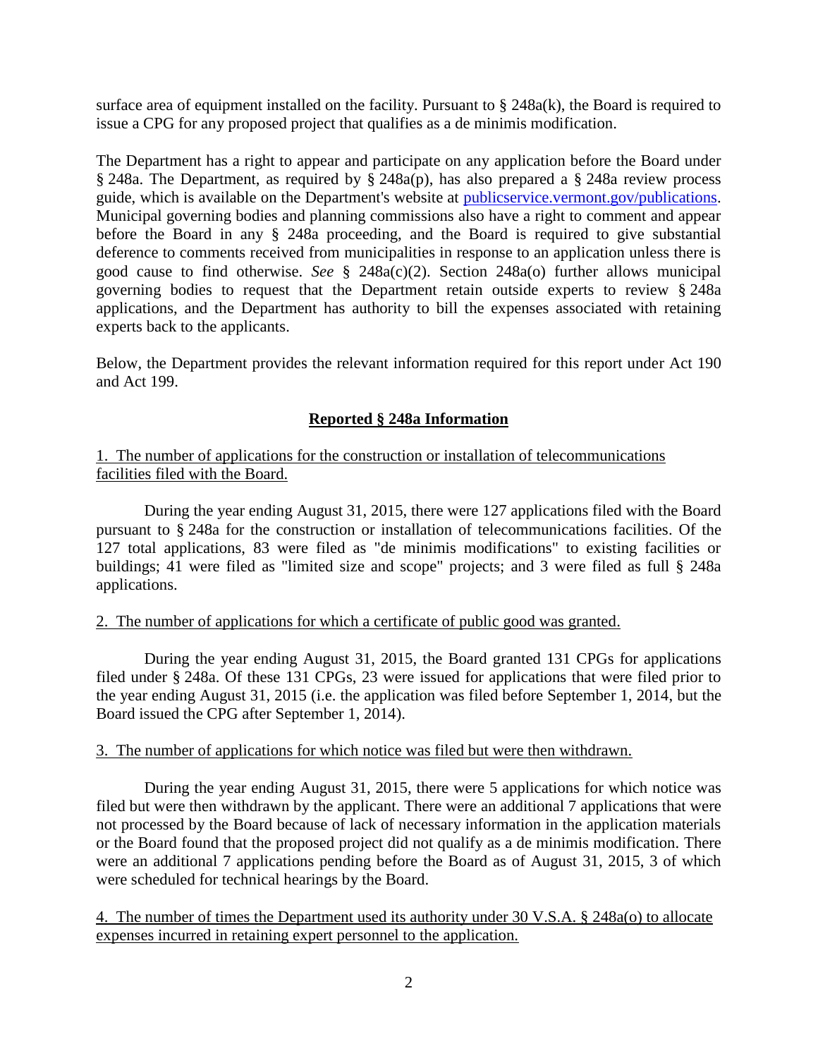surface area of equipment installed on the facility. Pursuant to § 248a(k), the Board is required to issue a CPG for any proposed project that qualifies as a de minimis modification.

The Department has a right to appear and participate on any application before the Board under § 248a. The Department, as required by § 248a(p), has also prepared a § 248a review process guide, which is available on the Department's website at [publicservice.vermont.gov/publications](publicservice.vermont.gov/publications). Municipal governing bodies and planning commissions also have a right to comment and appear before the Board in any § 248a proceeding, and the Board is required to give substantial deference to comments received from municipalities in response to an application unless there is good cause to find otherwise. *See* § 248a(c)(2). Section 248a(o) further allows municipal governing bodies to request that the Department retain outside experts to review § 248a applications, and the Department has authority to bill the expenses associated with retaining experts back to the applicants.

Below, the Department provides the relevant information required for this report under Act 190 and Act 199.

## Reported § 248a Information

1. The number of applications for the construction or installation of telecommunications facilities filed with the Board.

During the year ending August 31, 2015, there were 127 applications filed with the Board pursuant to § 248a for the construction or installation of telecommunications facilities. Of the 127 total applications, 83 were filed as "de minimis modifications" to existing facilities or buildings; 41 were filed as "limited size and scope" projects; and 3 were filed as full § 248a applications.

2. The number of applications for which a certificate of public good was granted.

During the year ending August 31, 2015, the Board granted 131 CPGs for applications filed under § 248a. Of these 131 CPGs, 23 were issued for applications that were filed prior to the year ending August 31, 2015 (i.e. the application was filed before September 1, 2014, but the Board issued the CPG after September 1, 2014).

3. The number of applications for which notice was filed but were then withdrawn.

During the year ending August 31, 2015, there were 5 applications for which notice was filed but were then withdrawn by the applicant. There were an additional 7 applications that were not processed by the Board because of lack of necessary information in the application materials or the Board found that the proposed project did not qualify as a de minimis modification. There were an additional 7 applications pending before the Board as of August 31, 2015, 3 of which were scheduled for technical hearings by the Board.

4. The number of times the Department used its authority under 30 V.S.A. § 248a(o) to allocate expenses incurred in retaining expert personnel to the application.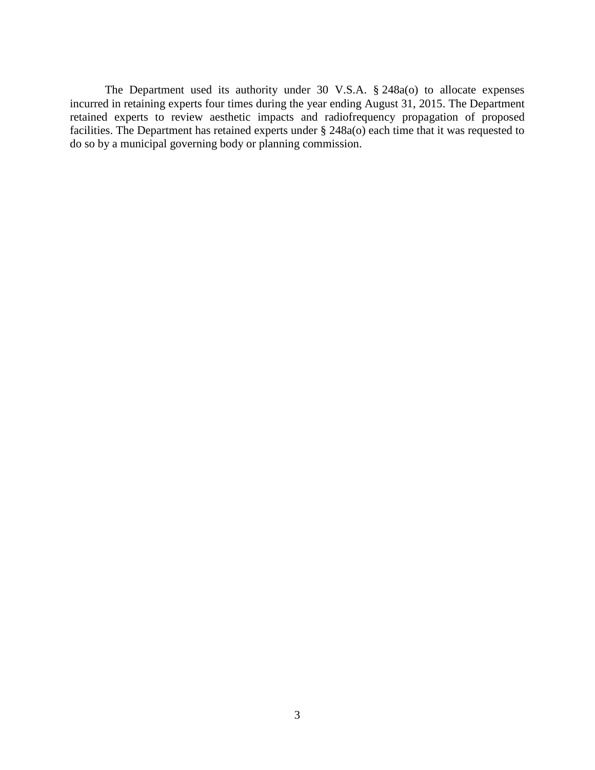The Department used its authority under 30 V.S.A. § 248a(o) to allocate expenses incurred in retaining experts four times during the year ending August 31, 2015. The Department retained experts to review aesthetic impacts and radiofrequency propagation of proposed facilities. The Department has retained experts under § 248a(o) each time that it was requested to do so by a municipal governing body or planning commission.